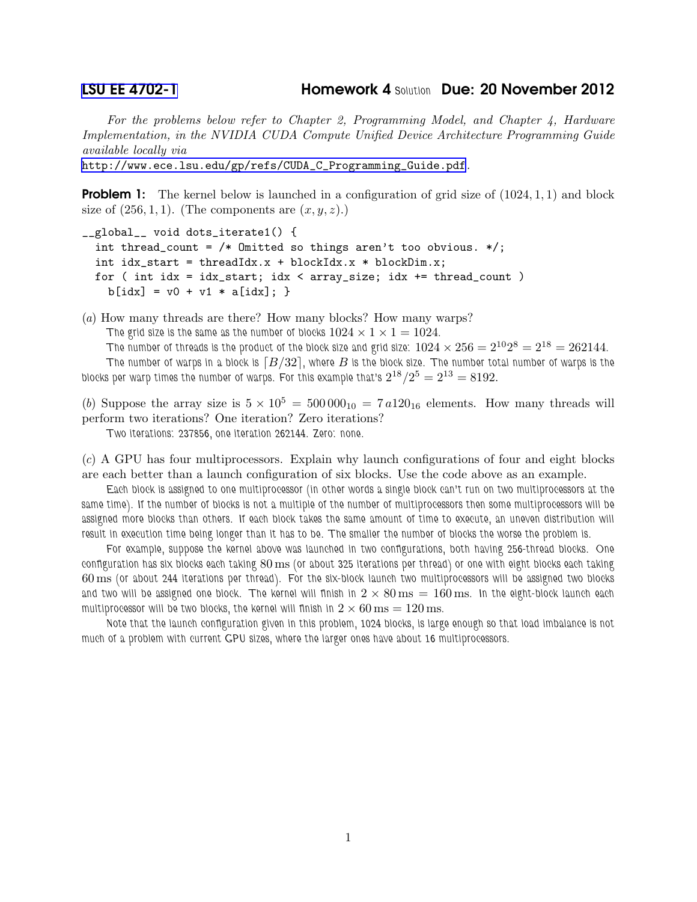# LSU EE 4702-1 — Homework 4 Solution — Due: 20 November 2012

*For the problems below refer to Chapter 2, Programming Model, and Chapter 4, Hardware Implementation, in the NVIDIA CUDA Compute Unified Device Architecture Programming Guide available locally via*
http://www.ece.lsu.edu/gp/refs/CUDA_C_Programming_Guide.pdf.

**Problem 1:** The kernel below is launched in a configuration of grid size of $(1024, 1, 1)$ and block size of $(256, 1, 1)$. (The components are $(x, y, z)$.)

```
__global__ void dots_iterate1() {
  int thread_count = /* Omitted so things aren't too obvious. */;
  int idx_start = threadIdx.x + blockIdx.x * blockDim.x;
  for ( int idx = idx_start; idx < array_size; idx += thread_count )
    b[idx] = v0 + v1 * a[idx]; }
```

(*a*) How many threads are there? How many blocks? How many warps?

The grid size is the same as the number of blocks $1024 \times 1 \times 1 = 1024$.

The number of threads is the product of the block size and grid size: $1024 \times 256 = 2^{10}2^{8} = 2^{18} = 262144$.

The number of warps in a block is $\lceil B/32 \rceil$, where $B$ is the block size. The number total number of warps is the blocks per warp times the number of warps. For this example that's $2^{18}/2^{5} = 2^{13} = 8192$.

(*b*) Suppose the array size is $5 \times 10^5 = 500\,000_{10} = 7\,a120_{16}$ elements. How many threads will perform two iterations? One iteration? Zero iterations?

Two iterations: 237856, one iteration 262144. Zero: none.

(*c*) A GPU has four multiprocessors. Explain why launch configurations of four and eight blocks are each better than a launch configuration of six blocks. Use the code above as an example.

Each block is assigned to one multiprocessor (in other words a single block can't run on two multiprocessors at the same time). If the number of blocks is not a multiple of the number of multiprocessors then some multiprocessors will be assigned more blocks than others. If each block takes the same amount of time to execute, an uneven distribution will result in execution time being longer than it has to be. The smaller the number of blocks the worse the problem is.

For example, suppose the kernel above was launched in two configurations, both having 256-thread blocks. One configuration has six blocks each taking $80\,\mathrm{ms}$ (or about 325 iterations per thread) or one with eight blocks each taking $60\,\mathrm{ms}$ (or about 244 iterations per thread). For the six-block launch two multiprocessors will be assigned two blocks and two will be assigned one block. The kernel will finish in $2 \times 80\,\mathrm{ms} = 160\,\mathrm{ms}$. In the eight-block launch each multiprocessor will be two blocks, the kernel will finish in $2 \times 60\,\mathrm{ms} = 120\,\mathrm{ms}$.

Note that the launch configuration given in this problem, 1024 blocks, is large enough so that load imbalance is not much of a problem with current GPU sizes, where the larger ones have about 16 multiprocessors.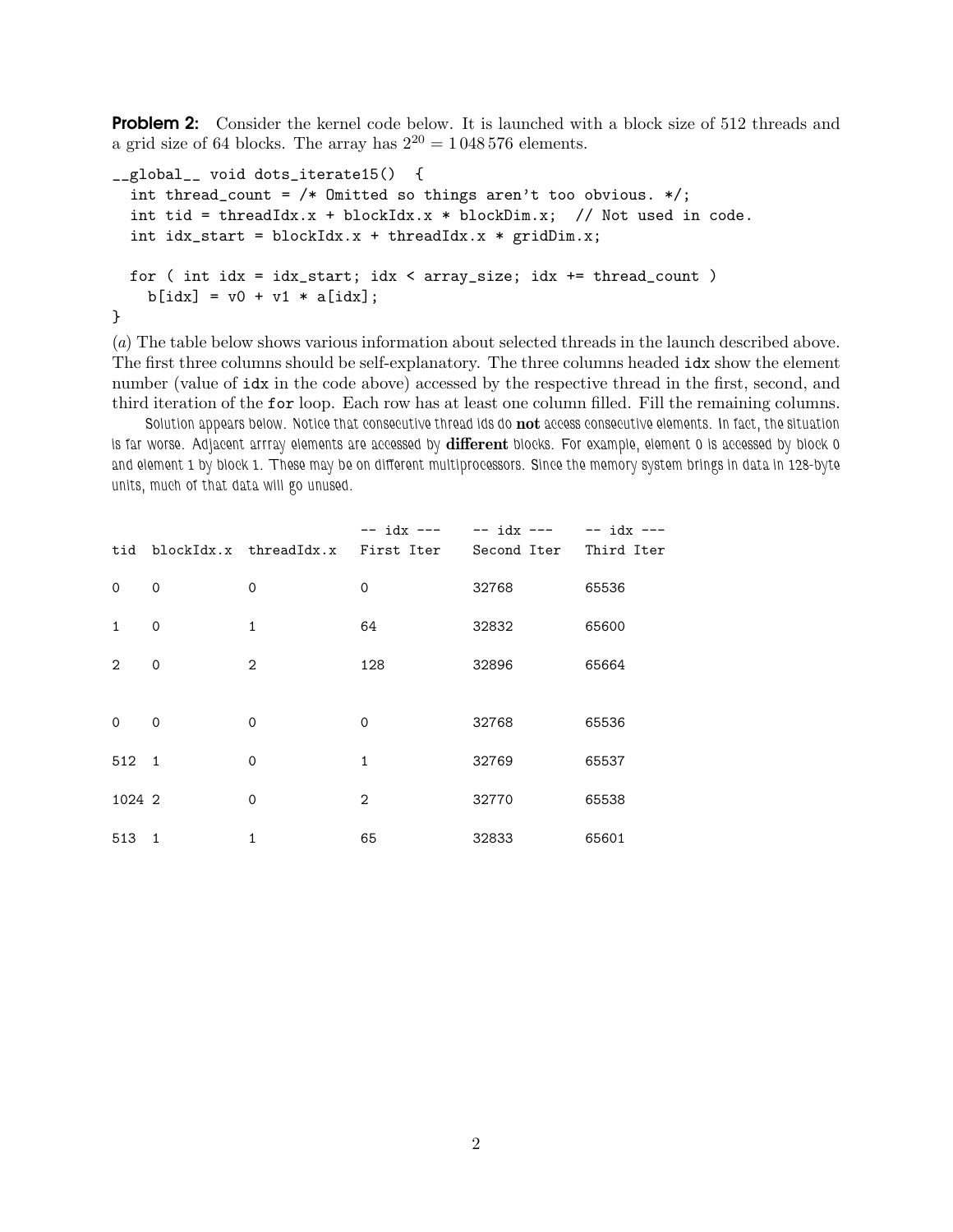**Problem 2:** Consider the kernel code below. It is launched with a block size of 512 threads and a grid size of 64 blocks. The array has $2^{20} = 1\,048\,576$ elements.

```
__global__ void dots_iterate15()  {
  int thread_count = /* Omitted so things aren't too obvious. */;
  int tid = threadIdx.x + blockIdx.x * blockDim.x;  // Not used in code.
  int idx_start = blockIdx.x + threadIdx.x * gridDim.x;

  for ( int idx = idx_start; idx < array_size; idx += thread_count )
    b[idx] = v0 + v1 * a[idx];
}
```

(*a*) The table below shows various information about selected threads in the launch described above. The first three columns should be self-explanatory. The three columns headed `idx` show the element number (value of `idx` in the code above) accessed by the respective thread in the first, second, and third iteration of the `for` loop. Each row has at least one column filled. Fill the remaining columns.

*Solution appears below. Notice that consecutive thread ids do **not** access consecutive elements. In fact, the situation is far worse. Adjacent arrray elements are accessed by **different** blocks. For example, element 0 is accessed by block 0 and element 1 by block 1. These may be on different multiprocessors. Since the memory system brings in data in 128-byte units, much of that data will go unused.*

| | | | -- idx --- | -- idx --- | -- idx --- |
|---|---|---|---|---|---|
| tid | blockIdx.x | threadIdx.x | First Iter | Second Iter | Third Iter |
| 0 | 0 | 0 | 0 | 32768 | 65536 |
| 1 | 0 | 1 | 64 | 32832 | 65600 |
| 2 | 0 | 2 | 128 | 32896 | 65664 |
| | | | | | |
| 0 | 0 | 0 | 0 | 32768 | 65536 |
| 512 | 1 | 0 | 1 | 32769 | 65537 |
| 1024 | 2 | 0 | 2 | 32770 | 65538 |
| 513 | 1 | 1 | 65 | 32833 | 65601 |